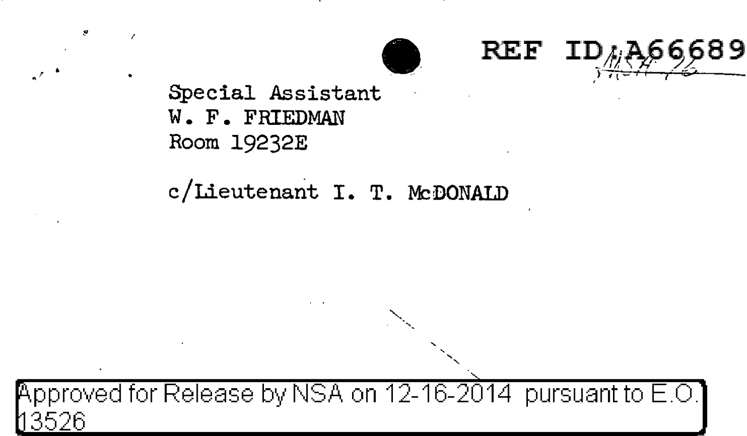REF ID:A66689

Special Assistant
W. F. FRIEDMAN
Room 19232E

c/Lieutenant I. T. McDONALD

Approved for Release by NSA on 12-16-2014 pursuant to E.O. 13526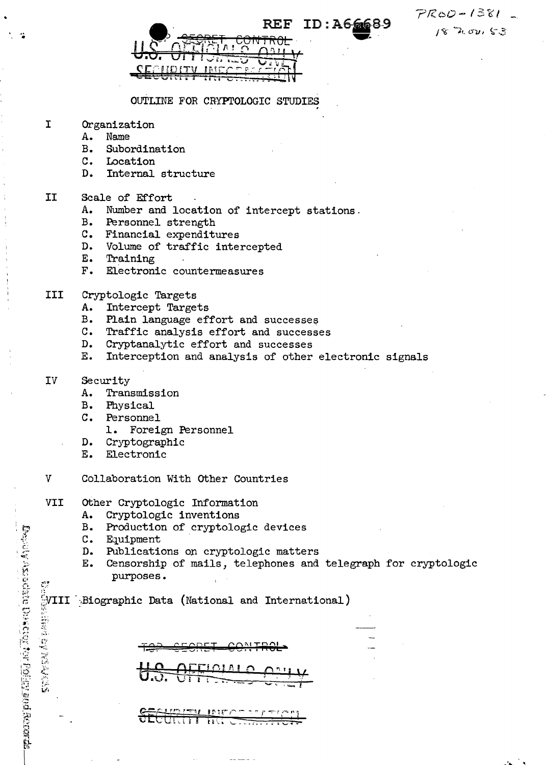REF ID:A66689

PROD-1381 – 18 Nov. 53

~~SECRET CONTROL~~
~~U.S. OFFICIALS ONLY~~
~~SECURITY INFORMATION~~

# OUTLINE FOR CRYPTOLOGIC STUDIES

I Organization
- A. Name
- B. Subordination
- C. Location
- D. Internal structure

II Scale of Effort
- A. Number and location of intercept stations.
- B. Personnel strength
- C. Financial expenditures
- D. Volume of traffic intercepted
- E. Training
- F. Electronic countermeasures

III Cryptologic Targets
- A. Intercept Targets
- B. Plain language effort and successes
- C. Traffic analysis effort and successes
- D. Cryptanalytic effort and successes
- E. Interception and analysis of other electronic signals

IV Security
- A. Transmission
- B. Physical
- C. Personnel
  - 1. Foreign Personnel
- D. Cryptographic
- E. Electronic

V Collaboration With Other Countries

VII Other Cryptologic Information
- A. Cryptologic inventions
- B. Production of cryptologic devices
- C. Equipment
- D. Publications on cryptologic matters
- E. Censorship of mails, telephones and telegraph for cryptologic purposes.

VIII Biographic Data (National and International)

~~TOP SECRET CONTROL~~

~~U.S. OFFICIALS ONLY~~

~~SECURITY INFORMATION~~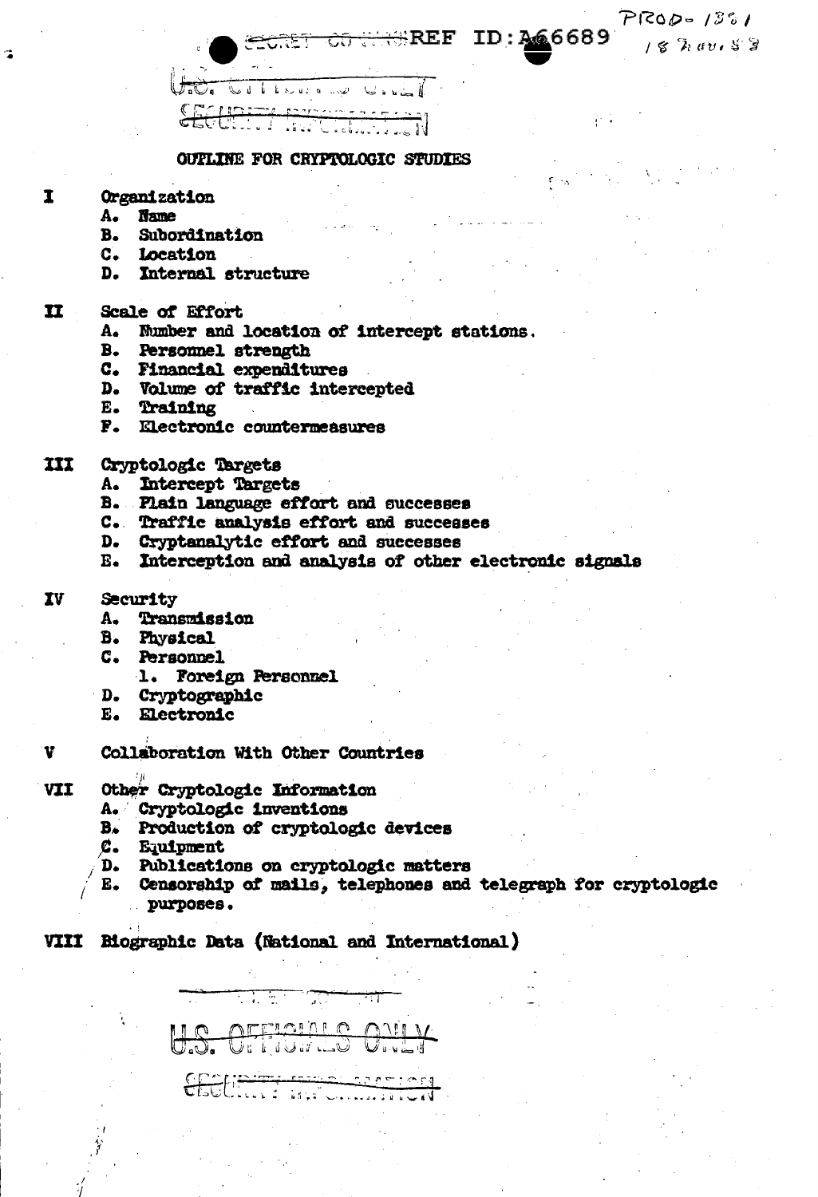SECRET ~~CONTROL~~ REF ID:A66689

PROD-1381
18 Nov. 53

~~U.S. OFFICIALS ONLY~~
~~SECURITY INFORMATION~~

## OUTLINE FOR CRYPTOLOGIC STUDIES

I Organization
- A. Name
- B. Subordination
- C. Location
- D. Internal structure

II Scale of Effort
- A. Number and location of intercept stations.
- B. Personnel strength
- C. Financial expenditures
- D. Volume of traffic intercepted
- E. Training
- F. Electronic countermeasures

III Cryptologic Targets
- A. Intercept Targets
- B. Plain language effort and successes
- C. Traffic analysis effort and successes
- D. Cryptanalytic effort and successes
- E. Interception and analysis of other electronic signals

IV Security
- A. Transmission
- B. Physical
- C. Personnel
  1. Foreign Personnel
- D. Cryptographic
- E. Electronic

V Collaboration With Other Countries

VII Other Cryptologic Information
- A. Cryptologic inventions
- B. Production of cryptologic devices
- C. Equipment
- D. Publications on cryptologic matters
- E. Censorship of mails, telephones and telegraph for cryptologic purposes.

VIII Biographic Data (National and International)

~~U.S. OFFICIALS ONLY~~
~~SECURITY INFORMATION~~